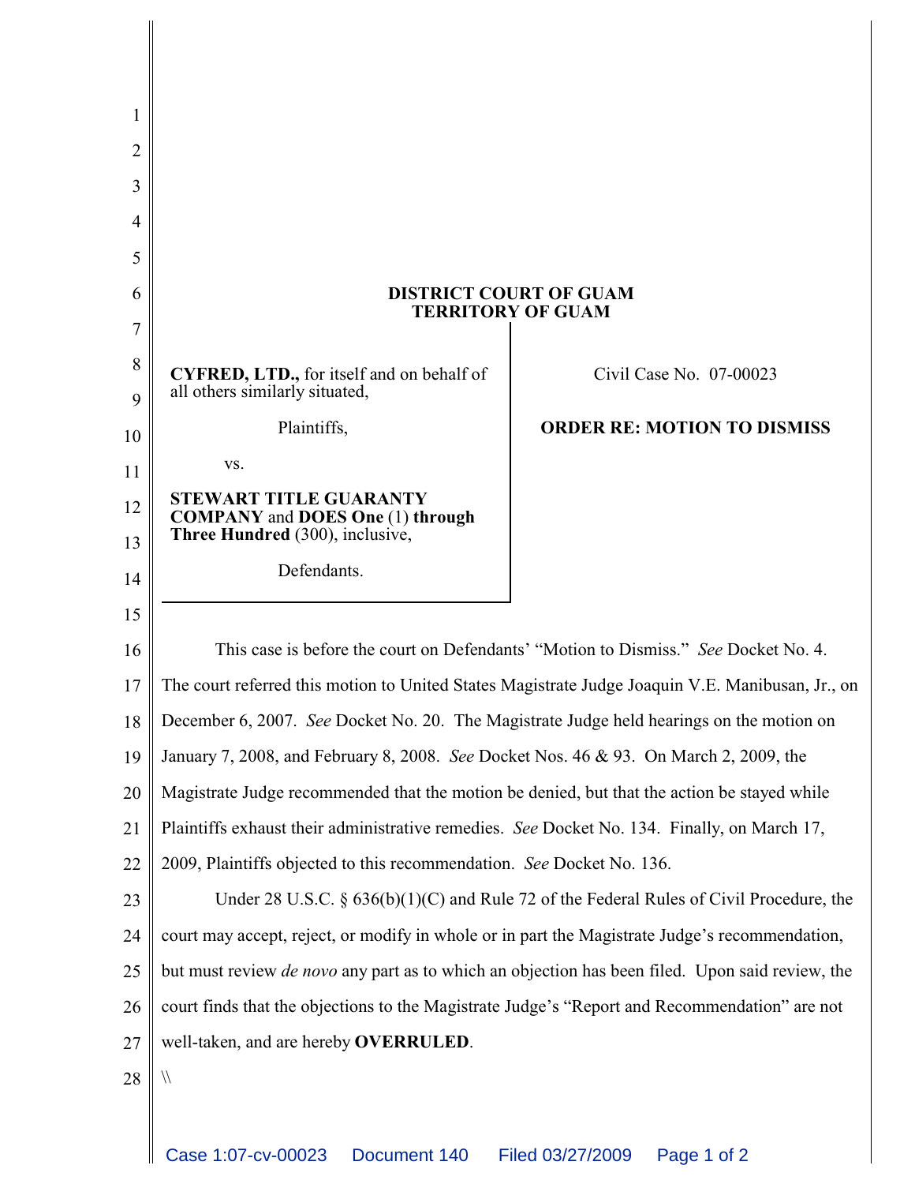# DISTRICT COURT OF GUAM
## TERRITORY OF GUAM

**CYFRED, LTD.,** for itself and on behalf of all others similarly situated,

Plaintiffs,

vs.

**STEWART TITLE GUARANTY COMPANY** and **DOES One** (1) **through Three Hundred** (300), inclusive,

Defendants.

Civil Case No. 07-00023

**ORDER RE: MOTION TO DISMISS**

This case is before the court on Defendants' "Motion to Dismiss." *See* Docket No. 4. The court referred this motion to United States Magistrate Judge Joaquin V.E. Manibusan, Jr., on December 6, 2007. *See* Docket No. 20. The Magistrate Judge held hearings on the motion on January 7, 2008, and February 8, 2008. *See* Docket Nos. 46 & 93. On March 2, 2009, the Magistrate Judge recommended that the motion be denied, but that the action be stayed while Plaintiffs exhaust their administrative remedies. *See* Docket No. 134. Finally, on March 17, 2009, Plaintiffs objected to this recommendation. *See* Docket No. 136.

Under 28 U.S.C. § 636(b)(1)(C) and Rule 72 of the Federal Rules of Civil Procedure, the court may accept, reject, or modify in whole or in part the Magistrate Judge's recommendation, but must review *de novo* any part as to which an objection has been filed. Upon said review, the court finds that the objections to the Magistrate Judge's "Report and Recommendation" are not well-taken, and are hereby **OVERRULED**.

\\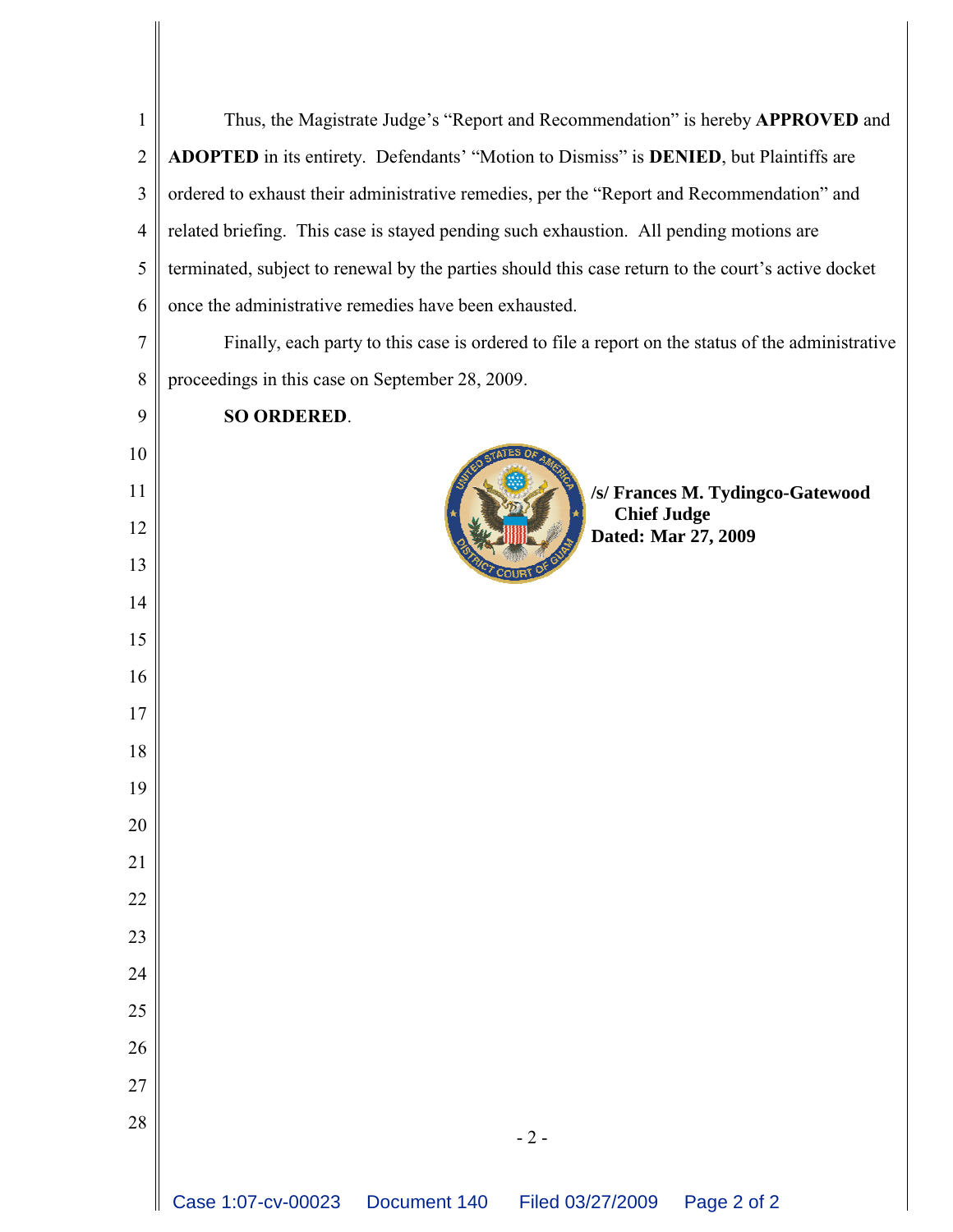Thus, the Magistrate Judge's "Report and Recommendation" is hereby **APPROVED** and **ADOPTED** in its entirety. Defendants' "Motion to Dismiss" is **DENIED**, but Plaintiffs are ordered to exhaust their administrative remedies, per the "Report and Recommendation" and related briefing. This case is stayed pending such exhaustion. All pending motions are terminated, subject to renewal by the parties should this case return to the court's active docket once the administrative remedies have been exhausted.

Finally, each party to this case is ordered to file a report on the status of the administrative proceedings in this case on September 28, 2009.

**SO ORDERED**.

**/s/ Frances M. Tydingco-Gatewood**
**Chief Judge**
**Dated: Mar 27, 2009**